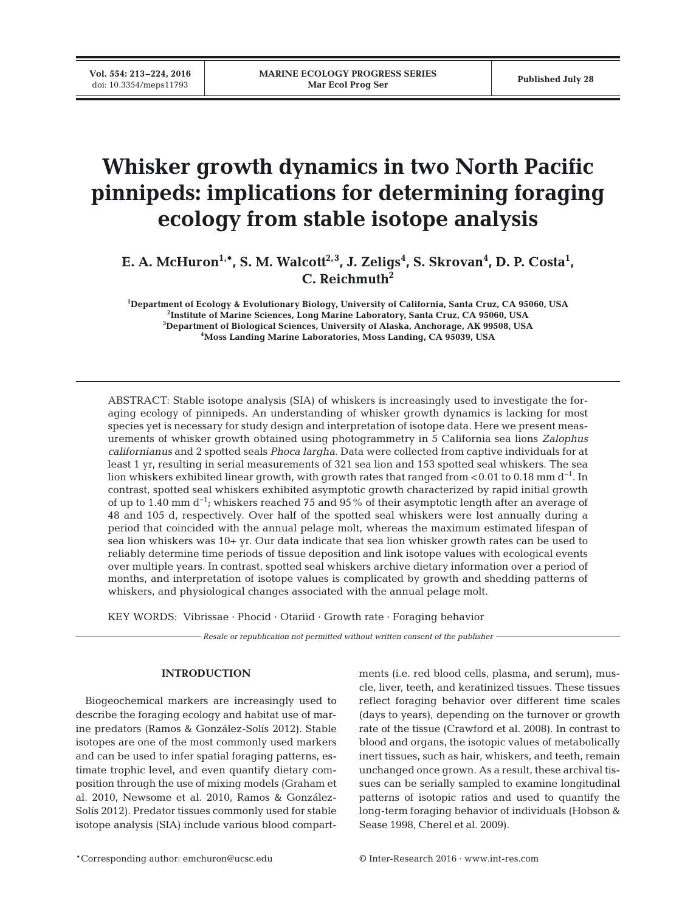# Whisker growth dynamics in two North Pacific pinnipeds: implications for determining foraging ecology from stable isotope analysis

**E. A. McHuron[1,*], S. M. Walcott[2,3], J. Zeligs[4], S. Skrovan[4], D. P. Costa[1], C. Reichmuth[2]**

[1]Department of Ecology & Evolutionary Biology, University of California, Santa Cruz, CA 95060, USA
[2]Institute of Marine Sciences, Long Marine Laboratory, Santa Cruz, CA 95060, USA
[3]Department of Biological Sciences, University of Alaska, Anchorage, AK 99508, USA
[4]Moss Landing Marine Laboratories, Moss Landing, CA 95039, USA

ABSTRACT: Stable isotope analysis (SIA) of whiskers is increasingly used to investigate the foraging ecology of pinnipeds. An understanding of whisker growth dynamics is lacking for most species yet is necessary for study design and interpretation of isotope data. Here we present measurements of whisker growth obtained using photogrammetry in 5 California sea lions *Zalophus californianus* and 2 spotted seals *Phoca largha*. Data were collected from captive individuals for at least 1 yr, resulting in serial measurements of 321 sea lion and 153 spotted seal whiskers. The sea lion whiskers exhibited linear growth, with growth rates that ranged from <0.01 to 0.18 mm $d^{-1}$. In contrast, spotted seal whiskers exhibited asymptotic growth characterized by rapid initial growth of up to 1.40 mm $d^{-1}$; whiskers reached 75 and 95% of their asymptotic length after an average of 48 and 105 d, respectively. Over half of the spotted seal whiskers were lost annually during a period that coincided with the annual pelage molt, whereas the maximum estimated lifespan of sea lion whiskers was 10+ yr. Our data indicate that sea lion whisker growth rates can be used to reliably determine time periods of tissue deposition and link isotope values with ecological events over multiple years. In contrast, spotted seal whiskers archive dietary information over a period of months, and interpretation of isotope values is complicated by growth and shedding patterns of whiskers, and physiological changes associated with the annual pelage molt.

KEY WORDS: Vibrissae · Phocid · Otariid · Growth rate · Foraging behavior

*Resale or republication not permitted without written consent of the publisher*

## INTRODUCTION

Biogeochemical markers are increasingly used to describe the foraging ecology and habitat use of marine predators (Ramos & González-Solís 2012). Stable isotopes are one of the most commonly used markers and can be used to infer spatial foraging patterns, estimate trophic level, and even quantify dietary composition through the use of mixing models (Graham et al. 2010, Newsome et al. 2010, Ramos & González-Solís 2012). Predator tissues commonly used for stable isotope analysis (SIA) include various blood compartments (i.e. red blood cells, plasma, and serum), muscle, liver, teeth, and keratinized tissues. These tissues reflect foraging behavior over different time scales (days to years), depending on the turnover or growth rate of the tissue (Crawford et al. 2008). In contrast to blood and organs, the isotopic values of metabolically inert tissues, such as hair, whiskers, and teeth, remain unchanged once grown. As a result, these archival tissues can be serially sampled to examine longitudinal patterns of isotopic ratios and used to quantify the long-term foraging behavior of individuals (Hobson & Sease 1998, Cherel et al. 2009).

*Corresponding author: emchuron@ucsc.edu

© Inter-Research 2016 · www.int-res.com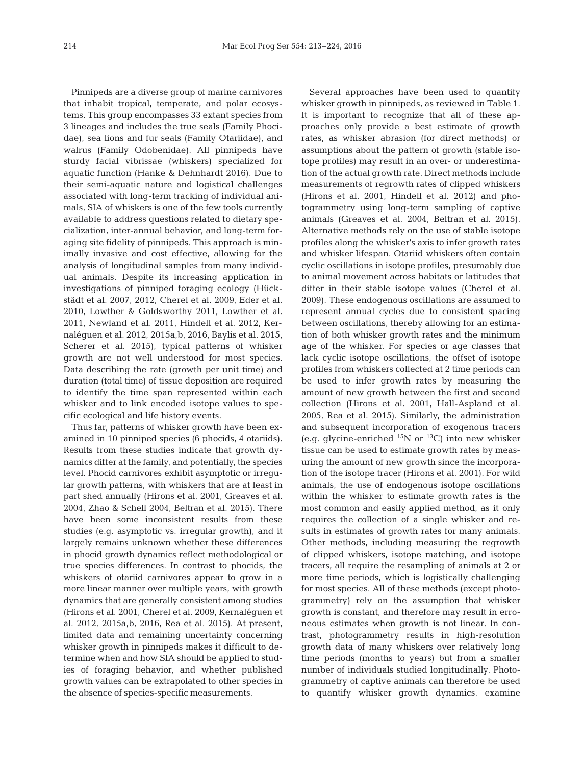Pinnipeds are a diverse group of marine carnivores that inhabit tropical, temperate, and polar ecosystems. This group encompasses 33 extant species from 3 lineages and includes the true seals (Family Phocidae), sea lions and fur seals (Family Otariidae), and walrus (Family Odobenidae). All pinnipeds have sturdy facial vibrissae (whiskers) specialized for aquatic function (Hanke & Dehnhardt 2016). Due to their semi-aquatic nature and logistical challenges associated with long-term tracking of individual animals, SIA of whiskers is one of the few tools currently available to address questions related to dietary specialization, inter-annual behavior, and long-term foraging site fidelity of pinnipeds. This approach is minimally invasive and cost effective, allowing for the analysis of longitudinal samples from many individual animals. Despite its increasing application in investigations of pinniped foraging ecology (Hückstädt et al. 2007, 2012, Cherel et al. 2009, Eder et al. 2010, Lowther & Goldsworthy 2011, Lowther et al. 2011, Newland et al. 2011, Hindell et al. 2012, Kernaléguen et al. 2012, 2015a,b, 2016, Baylis et al. 2015, Scherer et al. 2015), typical patterns of whisker growth are not well understood for most species. Data describing the rate (growth per unit time) and duration (total time) of tissue deposition are required to identify the time span represented within each whisker and to link encoded isotope values to specific ecological and life history events.

Thus far, patterns of whisker growth have been examined in 10 pinniped species (6 phocids, 4 otariids). Results from these studies indicate that growth dynamics differ at the family, and potentially, the species level. Phocid carnivores exhibit asymptotic or irregular growth patterns, with whiskers that are at least in part shed annually (Hirons et al. 2001, Greaves et al. 2004, Zhao & Schell 2004, Beltran et al. 2015). There have been some inconsistent results from these studies (e.g. asymptotic vs. irregular growth), and it largely remains unknown whether these differences in phocid growth dynamics reflect methodological or true species differences. In contrast to phocids, the whiskers of otariid carnivores appear to grow in a more linear manner over multiple years, with growth dynamics that are generally consistent among studies (Hirons et al. 2001, Cherel et al. 2009, Kernaléguen et al. 2012, 2015a,b, 2016, Rea et al. 2015). At present, limited data and remaining uncertainty concerning whisker growth in pinnipeds makes it difficult to determine when and how SIA should be applied to studies of foraging behavior, and whether published growth values can be extrapolated to other species in the absence of species-specific measurements.

Several approaches have been used to quantify whisker growth in pinnipeds, as reviewed in Table 1. It is important to recognize that all of these approaches only provide a best estimate of growth rates, as whisker abrasion (for direct methods) or assumptions about the pattern of growth (stable isotope profiles) may result in an over- or underestimation of the actual growth rate. Direct methods include measurements of regrowth rates of clipped whiskers (Hirons et al. 2001, Hindell et al. 2012) and photogrammetry using long-term sampling of captive animals (Greaves et al. 2004, Beltran et al. 2015). Alternative methods rely on the use of stable isotope profiles along the whisker's axis to infer growth rates and whisker lifespan. Otariid whiskers often contain cyclic oscillations in isotope profiles, presumably due to animal movement across habitats or latitudes that differ in their stable isotope values (Cherel et al. 2009). These endogenous oscillations are assumed to represent annual cycles due to consistent spacing between oscillations, thereby allowing for an estimation of both whisker growth rates and the minimum age of the whisker. For species or age classes that lack cyclic isotope oscillations, the offset of isotope profiles from whiskers collected at 2 time periods can be used to infer growth rates by measuring the amount of new growth between the first and second collection (Hirons et al. 2001, Hall-Aspland et al. 2005, Rea et al. 2015). Similarly, the administration and subsequent incorporation of exogenous tracers (e.g. glycine-enriched $^{15}N$ or $^{13}C$) into new whisker tissue can be used to estimate growth rates by measuring the amount of new growth since the incorporation of the isotope tracer (Hirons et al. 2001). For wild animals, the use of endogenous isotope oscillations within the whisker to estimate growth rates is the most common and easily applied method, as it only requires the collection of a single whisker and results in estimates of growth rates for many animals. Other methods, including measuring the regrowth of clipped whiskers, isotope matching, and isotope tracers, all require the resampling of animals at 2 or more time periods, which is logistically challenging for most species. All of these methods (except photogrammetry) rely on the assumption that whisker growth is constant, and therefore may result in erroneous estimates when growth is not linear. In contrast, photogrammetry results in high-resolution growth data of many whiskers over relatively long time periods (months to years) but from a smaller number of individuals studied longitudinally. Photogrammetry of captive animals can therefore be used to quantify whisker growth dynamics, examine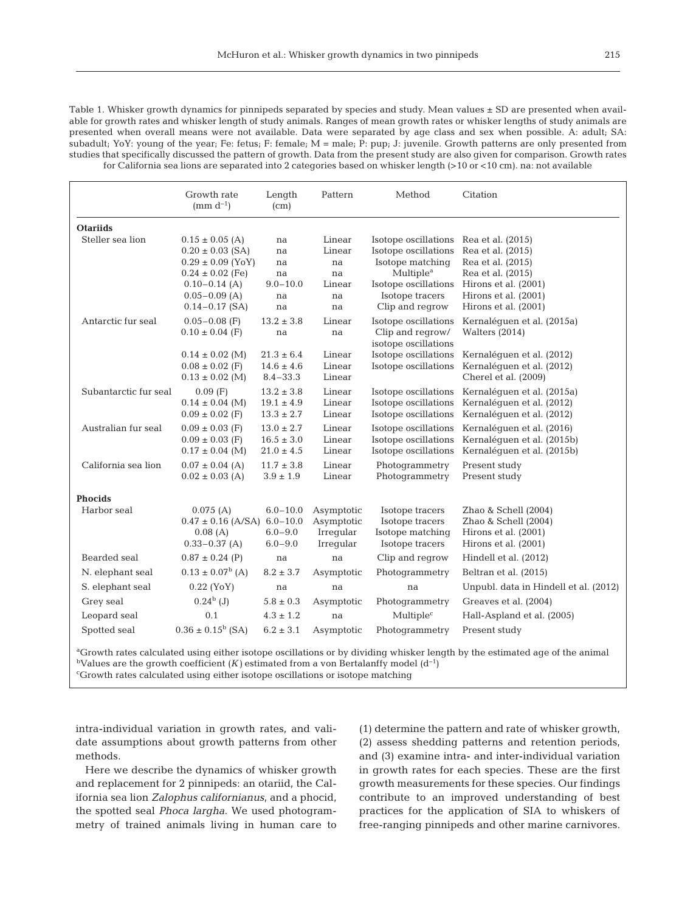Table 1. Whisker growth dynamics for pinnipeds separated by species and study. Mean values ± SD are presented when available for growth rates and whisker length of study animals. Ranges of mean growth rates or whisker lengths of study animals are presented when overall means were not available. Data were separated by age class and sex when possible. A: adult; SA: subadult; YoY: young of the year; Fe: fetus; F: female; M = male; P: pup; J: juvenile. Growth patterns are only presented from studies that specifically discussed the pattern of growth. Data from the present study are also given for comparison. Growth rates for California sea lions are separated into 2 categories based on whisker length (>10 or <10 cm). na: not available

| | Growth rate (mm $d^{-1}$) | Length (cm) | Pattern | Method | Citation |
|---|---|---|---|---|---|
| **Otariids** | | | | | |
| Steller sea lion | 0.15 ± 0.05 (A) | na | Linear | Isotope oscillations | Rea et al. (2015) |
| | 0.20 ± 0.03 (SA) | na | Linear | Isotope oscillations | Rea et al. (2015) |
| | 0.29 ± 0.09 (YoY) | na | na | Isotope matching | Rea et al. (2015) |
| | 0.24 ± 0.02 (Fe) | na | na | Multiple[a] | Rea et al. (2015) |
| | 0.10–0.14 (A) | 9.0–10.0 | Linear | Isotope oscillations | Hirons et al. (2001) |
| | 0.05–0.09 (A) | na | na | Isotope tracers | Hirons et al. (2001) |
| | 0.14–0.17 (SA) | na | na | Clip and regrow | Hirons et al. (2001) |
| Antarctic fur seal | 0.05–0.08 (F) | 13.2 ± 3.8 | Linear | Isotope oscillations | Kernaléguen et al. (2015a) |
| | 0.10 ± 0.04 (F) | na | na | Clip and regrow/ isotope oscillations | Walters (2014) |
| | 0.14 ± 0.02 (M) | 21.3 ± 6.4 | Linear | Isotope oscillations | Kernaléguen et al. (2012) |
| | 0.08 ± 0.02 (F) | 14.6 ± 4.6 | Linear | Isotope oscillations | Kernaléguen et al. (2012) |
| | 0.13 ± 0.02 (M) | 8.4–33.3 | Linear | | Cherel et al. (2009) |
| Subantarctic fur seal | 0.09 (F) | 13.2 ± 3.8 | Linear | Isotope oscillations | Kernaléguen et al. (2015a) |
| | 0.14 ± 0.04 (M) | 19.1 ± 4.9 | Linear | Isotope oscillations | Kernaléguen et al. (2012) |
| | 0.09 ± 0.02 (F) | 13.3 ± 2.7 | Linear | Isotope oscillations | Kernaléguen et al. (2012) |
| Australian fur seal | 0.09 ± 0.03 (F) | 13.0 ± 2.7 | Linear | Isotope oscillations | Kernaléguen et al. (2016) |
| | 0.09 ± 0.03 (F) | 16.5 ± 3.0 | Linear | Isotope oscillations | Kernaléguen et al. (2015b) |
| | 0.17 ± 0.04 (M) | 21.0 ± 4.5 | Linear | Isotope oscillations | Kernaléguen et al. (2015b) |
| California sea lion | 0.07 ± 0.04 (A) | 11.7 ± 3.8 | Linear | Photogrammetry | Present study |
| | 0.02 ± 0.03 (A) | 3.9 ± 1.9 | Linear | Photogrammetry | Present study |
| **Phocids** | | | | | |
| Harbor seal | 0.075 (A) | 6.0–10.0 | Asymptotic | Isotope tracers | Zhao & Schell (2004) |
| | 0.47 ± 0.16 (A/SA) | 6.0–10.0 | Asymptotic | Isotope tracers | Zhao & Schell (2004) |
| | 0.08 (A) | 6.0–9.0 | Irregular | Isotope matching | Hirons et al. (2001) |
| | 0.33–0.37 (A) | 6.0–9.0 | Irregular | Isotope tracers | Hirons et al. (2001) |
| Bearded seal | 0.87 ± 0.24 (P) | na | na | Clip and regrow | Hindell et al. (2012) |
| N. elephant seal | 0.13 ± 0.07[b] (A) | 8.2 ± 3.7 | Asymptotic | Photogrammetry | Beltran et al. (2015) |
| S. elephant seal | 0.22 (YoY) | na | na | na | Unpubl. data in Hindell et al. (2012) |
| Grey seal | 0.24[b] (J) | 5.8 ± 0.3 | Asymptotic | Photogrammetry | Greaves et al. (2004) |
| Leopard seal | 0.1 | 4.3 ± 1.2 | na | Multiple[c] | Hall-Aspland et al. (2005) |
| Spotted seal | 0.36 ± 0.15[b] (SA) | 6.2 ± 3.1 | Asymptotic | Photogrammetry | Present study |

[a]Growth rates calculated using either isotope oscillations or by dividing whisker length by the estimated age of the animal
[b]Values are the growth coefficient ($K$) estimated from a von Bertalanffy model ($d^{-1}$)
[c]Growth rates calculated using either isotope oscillations or isotope matching

intra-individual variation in growth rates, and validate assumptions about growth patterns from other methods.

Here we describe the dynamics of whisker growth and replacement for 2 pinnipeds: an otariid, the California sea lion *Zalophus californianus*, and a phocid, the spotted seal *Phoca largha*. We used photogrammetry of trained animals living in human care to (1) determine the pattern and rate of whisker growth, (2) assess shedding patterns and retention periods, and (3) examine intra- and inter-individual variation in growth rates for each species. These are the first growth measurements for these species. Our findings contribute to an improved understanding of best practices for the application of SIA to whiskers of free-ranging pinnipeds and other marine carnivores.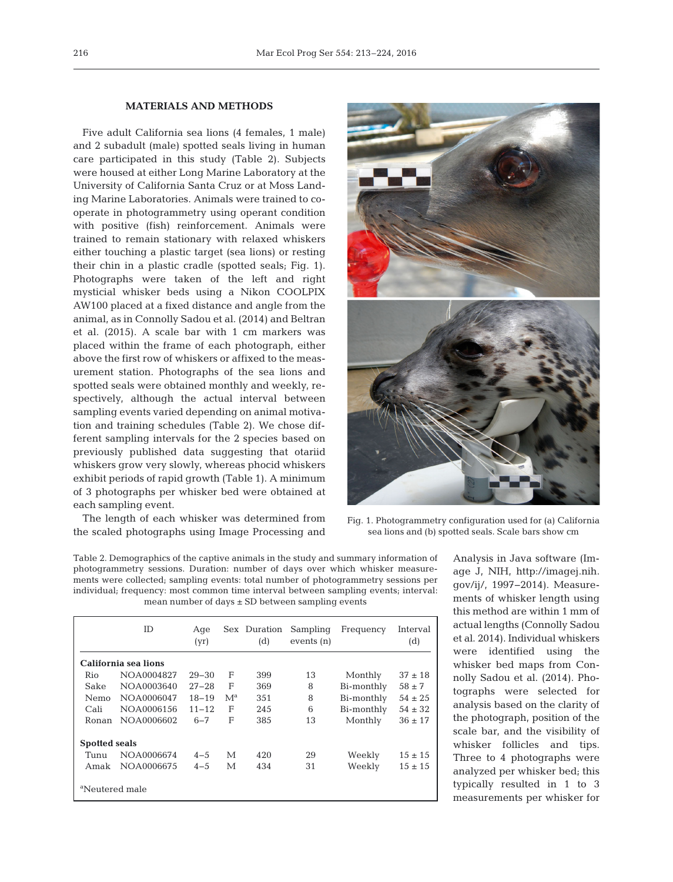## MATERIALS AND METHODS

Five adult California sea lions (4 females, 1 male) and 2 subadult (male) spotted seals living in human care participated in this study (Table 2). Subjects were housed at either Long Marine Laboratory at the University of California Santa Cruz or at Moss Landing Marine Laboratories. Animals were trained to cooperate in photogrammetry using operant condition with positive (fish) reinforcement. Animals were trained to remain stationary with relaxed whiskers either touching a plastic target (sea lions) or resting their chin in a plastic cradle (spotted seals; Fig. 1). Photographs were taken of the left and right mysticial whisker beds using a Nikon COOLPIX AW100 placed at a fixed distance and angle from the animal, as in Connolly Sadou et al. (2014) and Beltran et al. (2015). A scale bar with 1 cm markers was placed within the frame of each photograph, either above the first row of whiskers or affixed to the measurement station. Photographs of the sea lions and spotted seals were obtained monthly and weekly, respectively, although the actual interval between sampling events varied depending on animal motivation and training schedules (Table 2). We chose different sampling intervals for the 2 species based on previously published data suggesting that otariid whiskers grow very slowly, whereas phocid whiskers exhibit periods of rapid growth (Table 1). A minimum of 3 photographs per whisker bed were obtained at each sampling event.

Fig. 1. Photogrammetry configuration used for (a) California sea lions and (b) spotted seals. Scale bars show cm

The length of each whisker was determined from the scaled photographs using Image Processing and Analysis in Java software (Image J, NIH, http://imagej.nih.gov/ij/, 1997–2014). Measurements of whisker length using this method are within 1 mm of actual lengths (Connolly Sadou et al. 2014). Individual whiskers were identified using the whisker bed maps from Connolly Sadou et al. (2014). Photographs were selected for analysis based on the clarity of the photograph, position of the scale bar, and the visibility of whisker follicles and tips. Three to 4 photographs were analyzed per whisker bed; this typically resulted in 1 to 3 measurements per whisker for

Table 2. Demographics of the captive animals in the study and summary information of photogrammetry sessions. Duration: number of days over which whisker measurements were collected; sampling events: total number of photogrammetry sessions per individual; frequency: most common time interval between sampling events; interval: mean number of days ± SD between sampling events

| ID | | Age (yr) | Sex | Duration (d) | Sampling events (n) | Frequency | Interval (d) |
|---|---|---|---|---|---|---|---|
| **California sea lions** | | | | | | | |
| Rio | NOA0004827 | 29–30 | F | 399 | 13 | Monthly | 37 ± 18 |
| Sake | NOA0003640 | 27–28 | F | 369 | 8 | Bi-monthly | 58 ± 7 |
| Nemo | NOA0006047 | 18–19 | M[a] | 351 | 8 | Bi-monthly | 54 ± 25 |
| Cali | NOA0006156 | 11–12 | F | 245 | 6 | Bi-monthly | 54 ± 32 |
| Ronan | NOA0006602 | 6–7 | F | 385 | 13 | Monthly | 36 ± 17 |
| **Spotted seals** | | | | | | | |
| Tunu | NOA0006674 | 4–5 | M | 420 | 29 | Weekly | 15 ± 15 |
| Amak | NOA0006675 | 4–5 | M | 434 | 31 | Weekly | 15 ± 15 |

[a]Neutered male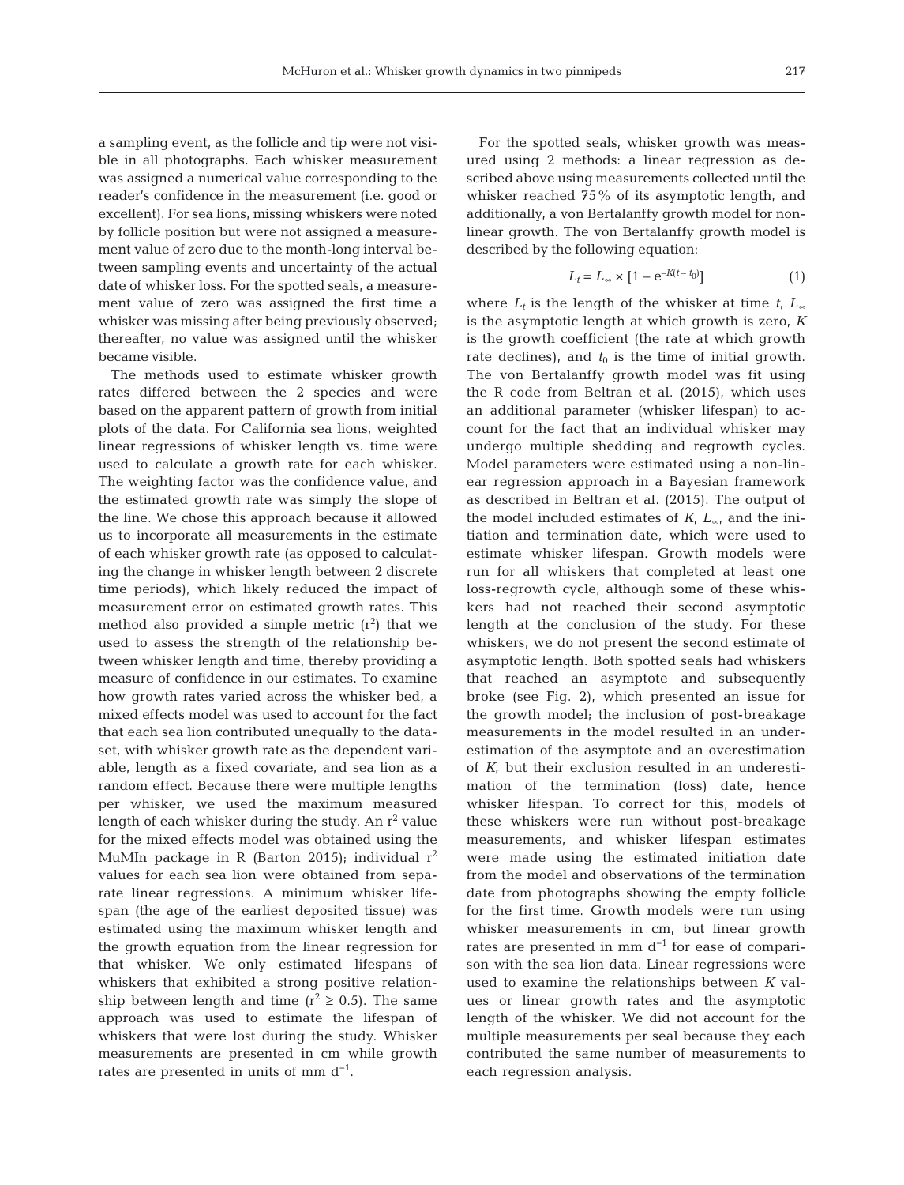a sampling event, as the follicle and tip were not visible in all photographs. Each whisker measurement was assigned a numerical value corresponding to the reader's confidence in the measurement (i.e. good or excellent). For sea lions, missing whiskers were noted by follicle position but were not assigned a measurement value of zero due to the month-long interval between sampling events and uncertainty of the actual date of whisker loss. For the spotted seals, a measurement value of zero was assigned the first time a whisker was missing after being previously observed; thereafter, no value was assigned until the whisker became visible.

The methods used to estimate whisker growth rates differed between the 2 species and were based on the apparent pattern of growth from initial plots of the data. For California sea lions, weighted linear regressions of whisker length vs. time were used to calculate a growth rate for each whisker. The weighting factor was the confidence value, and the estimated growth rate was simply the slope of the line. We chose this approach because it allowed us to incorporate all measurements in the estimate of each whisker growth rate (as opposed to calculating the change in whisker length between 2 discrete time periods), which likely reduced the impact of measurement error on estimated growth rates. This method also provided a simple metric ($r^2$) that we used to assess the strength of the relationship between whisker length and time, thereby providing a measure of confidence in our estimates. To examine how growth rates varied across the whisker bed, a mixed effects model was used to account for the fact that each sea lion contributed unequally to the dataset, with whisker growth rate as the dependent variable, length as a fixed covariate, and sea lion as a random effect. Because there were multiple lengths per whisker, we used the maximum measured length of each whisker during the study. An $r^2$ value for the mixed effects model was obtained using the MuMIn package in R (Barton 2015); individual $r^2$ values for each sea lion were obtained from separate linear regressions. A minimum whisker lifespan (the age of the earliest deposited tissue) was estimated using the maximum whisker length and the growth equation from the linear regression for that whisker. We only estimated lifespans of whiskers that exhibited a strong positive relationship between length and time ($r^2 \geq 0.5$). The same approach was used to estimate the lifespan of whiskers that were lost during the study. Whisker measurements are presented in cm while growth rates are presented in units of mm $d^{-1}$.

For the spotted seals, whisker growth was measured using 2 methods: a linear regression as described above using measurements collected until the whisker reached 75% of its asymptotic length, and additionally, a von Bertalanffy growth model for non-linear growth. The von Bertalanffy growth model is described by the following equation:

$$L_t = L_\infty \times [1 - e^{-K(t - t_0)}] \quad (1)$$

where $L_t$ is the length of the whisker at time $t$, $L_\infty$ is the asymptotic length at which growth is zero, $K$ is the growth coefficient (the rate at which growth rate declines), and $t_0$ is the time of initial growth. The von Bertalanffy growth model was fit using the R code from Beltran et al. (2015), which uses an additional parameter (whisker lifespan) to account for the fact that an individual whisker may undergo multiple shedding and regrowth cycles. Model parameters were estimated using a non-linear regression approach in a Bayesian framework as described in Beltran et al. (2015). The output of the model included estimates of $K$, $L_\infty$, and the initiation and termination date, which were used to estimate whisker lifespan. Growth models were run for all whiskers that completed at least one loss-regrowth cycle, although some of these whiskers had not reached their second asymptotic length at the conclusion of the study. For these whiskers, we do not present the second estimate of asymptotic length. Both spotted seals had whiskers that reached an asymptote and subsequently broke (see Fig. 2), which presented an issue for the growth model; the inclusion of post-breakage measurements in the model resulted in an underestimation of the asymptote and an overestimation of $K$, but their exclusion resulted in an underestimation of the termination (loss) date, hence whisker lifespan. To correct for this, models of these whiskers were run without post-breakage measurements, and whisker lifespan estimates were made using the estimated initiation date from the model and observations of the termination date from photographs showing the empty follicle for the first time. Growth models were run using whisker measurements in cm, but linear growth rates are presented in mm $d^{-1}$ for ease of comparison with the sea lion data. Linear regressions were used to examine the relationships between $K$ values or linear growth rates and the asymptotic length of the whisker. We did not account for the multiple measurements per seal because they each contributed the same number of measurements to each regression analysis.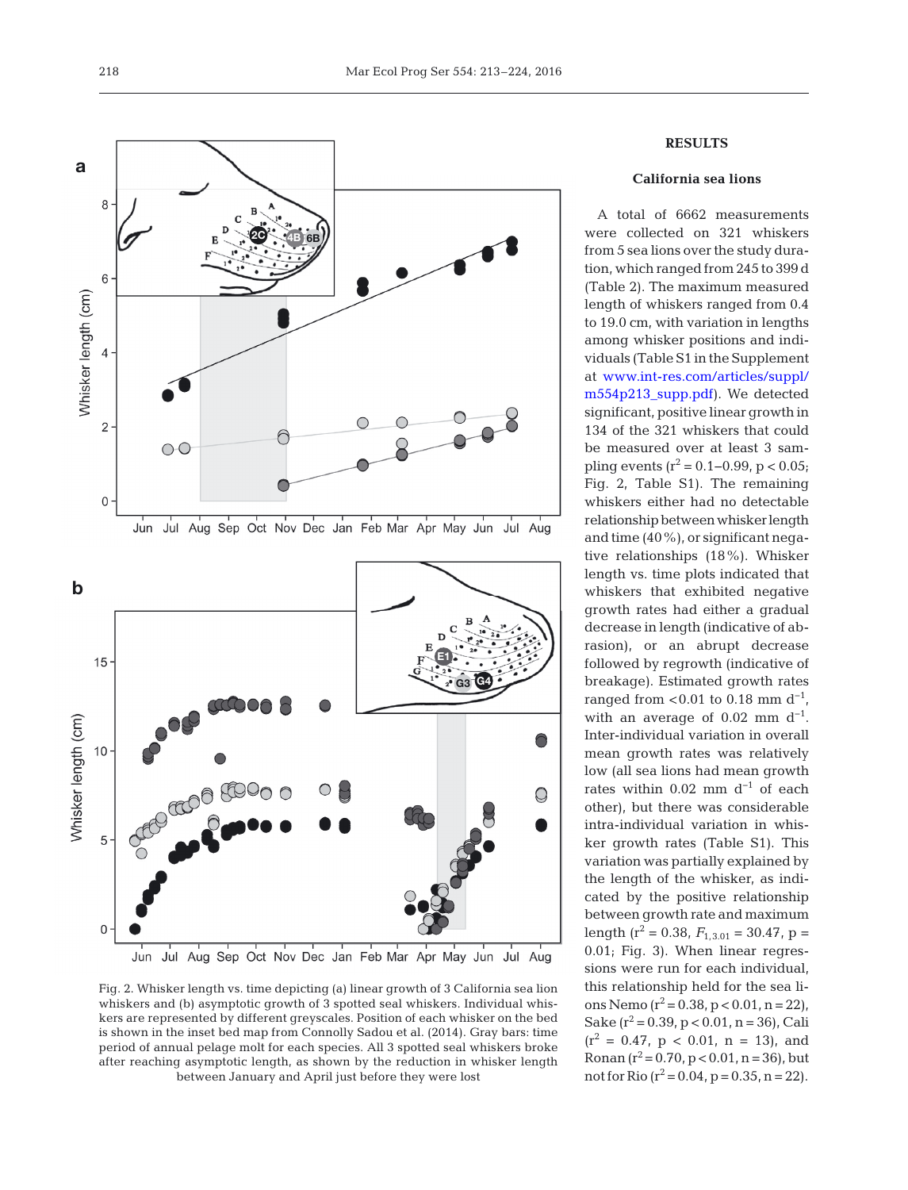Fig. 2. Whisker length vs. time depicting (a) linear growth of 3 California sea lion whiskers and (b) asymptotic growth of 3 spotted seal whiskers. Individual whiskers are represented by different greyscales. Position of each whisker on the bed is shown in the inset bed map from Connolly Sadou et al. (2014). Gray bars: time period of annual pelage molt for each species. All 3 spotted seal whiskers broke after reaching asymptotic length, as shown by the reduction in whisker length between January and April just before they were lost

## RESULTS

### California sea lions

A total of 6662 measurements were collected on 321 whiskers from 5 sea lions over the study duration, which ranged from 245 to 399 d (Table 2). The maximum measured length of whiskers ranged from 0.4 to 19.0 cm, with variation in lengths among whisker positions and individuals (Table S1 in the Supplement at www.int-res.com/articles/suppl/m554p213_supp.pdf). We detected significant, positive linear growth in 134 of the 321 whiskers that could be measured over at least 3 sampling events ($r^2 = 0.1$–$0.99$, $p < 0.05$; Fig. 2, Table S1). The remaining whiskers either had no detectable relationship between whisker length and time (40%), or significant negative relationships (18%). Whisker length vs. time plots indicated that whiskers that exhibited negative growth rates had either a gradual decrease in length (indicative of abrasion), or an abrupt decrease followed by regrowth (indicative of breakage). Estimated growth rates ranged from <0.01 to 0.18 mm $d^{-1}$, with an average of 0.02 mm $d^{-1}$. Inter-individual variation in overall mean growth rates was relatively low (all sea lions had mean growth rates within 0.02 mm $d^{-1}$ of each other), but there was considerable intra-individual variation in whisker growth rates (Table S1). This variation was partially explained by the length of the whisker, as indicated by the positive relationship between growth rate and maximum length ($r^2 = 0.38$, $F_{1,3.01} = 30.47$, $p = 0.01$; Fig. 3). When linear regressions were run for each individual, this relationship held for the sea lions Nemo ($r^2 = 0.38$, $p < 0.01$, $n = 22$), Sake ($r^2 = 0.39$, $p < 0.01$, $n = 36$), Cali ($r^2 = 0.47$, $p < 0.01$, $n = 13$), and Ronan ($r^2 = 0.70$, $p < 0.01$, $n = 36$), but not for Rio ($r^2 = 0.04$, $p = 0.35$, $n = 22$).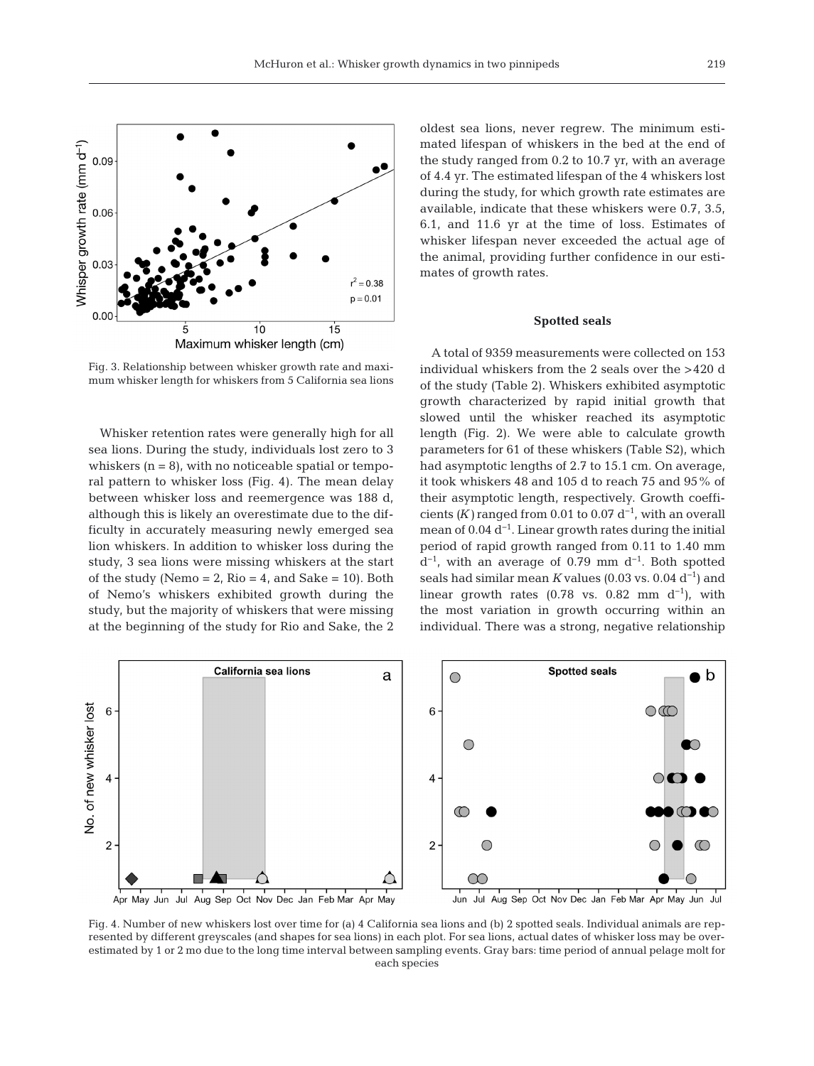Fig. 3. Relationship between whisker growth rate and maximum whisker length for whiskers from 5 California sea lions

Whisker retention rates were generally high for all sea lions. During the study, individuals lost zero to 3 whiskers (n = 8), with no noticeable spatial or temporal pattern to whisker loss (Fig. 4). The mean delay between whisker loss and reemergence was 188 d, although this is likely an overestimate due to the difficulty in accurately measuring newly emerged sea lion whiskers. In addition to whisker loss during the study, 3 sea lions were missing whiskers at the start of the study (Nemo = 2, Rio = 4, and Sake = 10). Both of Nemo's whiskers exhibited growth during the study, but the majority of whiskers that were missing at the beginning of the study for Rio and Sake, the 2 oldest sea lions, never regrew. The minimum estimated lifespan of whiskers in the bed at the end of the study ranged from 0.2 to 10.7 yr, with an average of 4.4 yr. The estimated lifespan of the 4 whiskers lost during the study, for which growth rate estimates are available, indicate that these whiskers were 0.7, 3.5, 6.1, and 11.6 yr at the time of loss. Estimates of whisker lifespan never exceeded the actual age of the animal, providing further confidence in our estimates of growth rates.

### Spotted seals

A total of 9359 measurements were collected on 153 individual whiskers from the 2 seals over the >420 d of the study (Table 2). Whiskers exhibited asymptotic growth characterized by rapid initial growth that slowed until the whisker reached its asymptotic length (Fig. 2). We were able to calculate growth parameters for 61 of these whiskers (Table S2), which had asymptotic lengths of 2.7 to 15.1 cm. On average, it took whiskers 48 and 105 d to reach 75 and 95% of their asymptotic length, respectively. Growth coefficients ($K$) ranged from 0.01 to 0.07 $d^{-1}$, with an overall mean of 0.04 $d^{-1}$. Linear growth rates during the initial period of rapid growth ranged from 0.11 to 1.40 mm $d^{-1}$, with an average of 0.79 mm $d^{-1}$. Both spotted seals had similar mean $K$ values (0.03 vs. 0.04 $d^{-1}$) and linear growth rates (0.78 vs. 0.82 mm $d^{-1}$), with the most variation in growth occurring within an individual. There was a strong, negative relationship

Fig. 4. Number of new whiskers lost over time for (a) 4 California sea lions and (b) 2 spotted seals. Individual animals are represented by different greyscales (and shapes for sea lions) in each plot. For sea lions, actual dates of whisker loss may be overestimated by 1 or 2 mo due to the long time interval between sampling events. Gray bars: time period of annual pelage molt for each species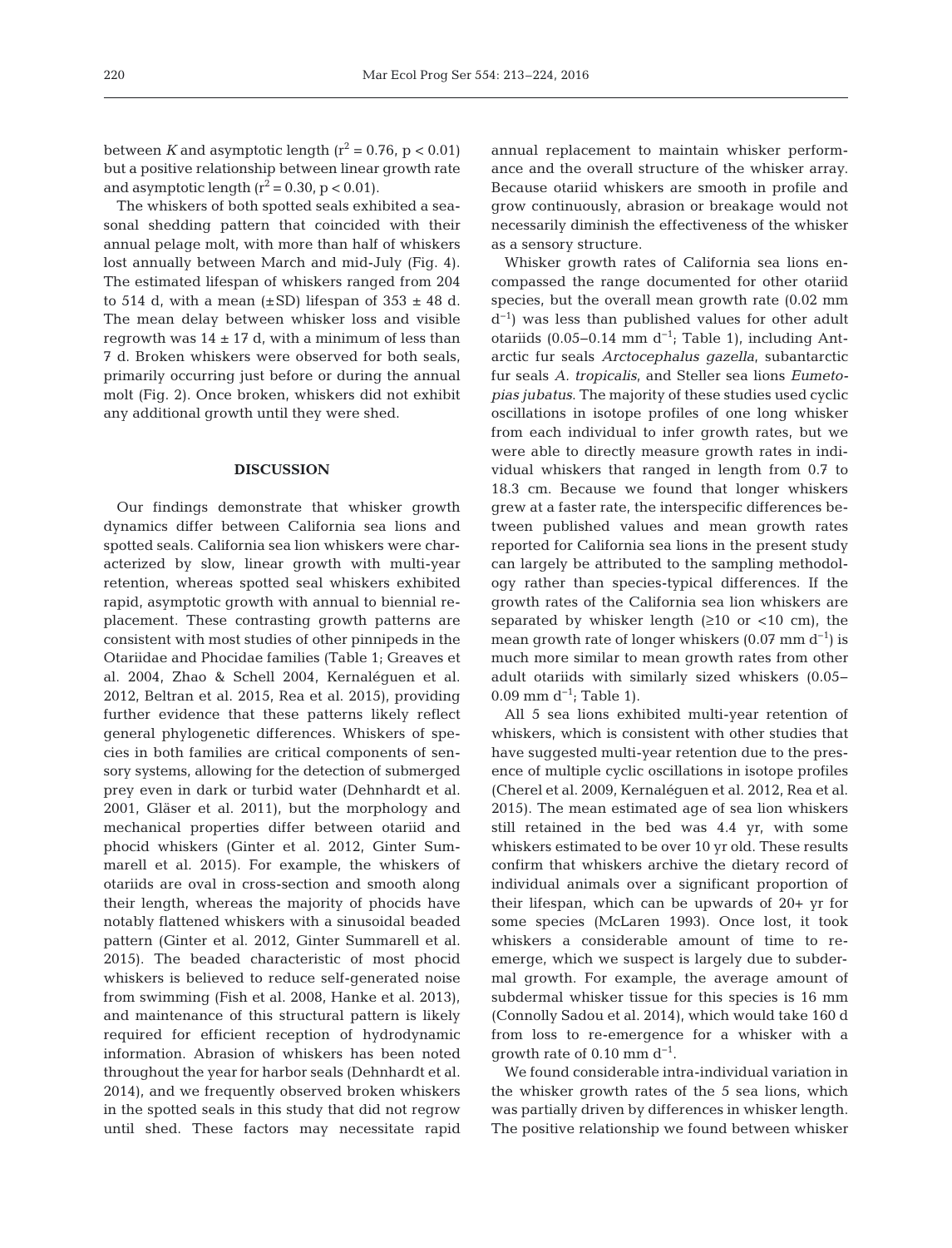between *K* and asymptotic length ($r^2 = 0.76$, $p < 0.01$) but a positive relationship between linear growth rate and asymptotic length ($r^2 = 0.30$, $p < 0.01$).

The whiskers of both spotted seals exhibited a seasonal shedding pattern that coincided with their annual pelage molt, with more than half of whiskers lost annually between March and mid-July (Fig. 4). The estimated lifespan of whiskers ranged from 204 to 514 d, with a mean (±SD) lifespan of 353 ± 48 d. The mean delay between whisker loss and visible regrowth was 14 ± 17 d, with a minimum of less than 7 d. Broken whiskers were observed for both seals, primarily occurring just before or during the annual molt (Fig. 2). Once broken, whiskers did not exhibit any additional growth until they were shed.

## DISCUSSION

Our findings demonstrate that whisker growth dynamics differ between California sea lions and spotted seals. California sea lion whiskers were characterized by slow, linear growth with multi-year retention, whereas spotted seal whiskers exhibited rapid, asymptotic growth with annual to biennial replacement. These contrasting growth patterns are consistent with most studies of other pinnipeds in the Otariidae and Phocidae families (Table 1; Greaves et al. 2004, Zhao & Schell 2004, Kernaléguen et al. 2012, Beltran et al. 2015, Rea et al. 2015), providing further evidence that these patterns likely reflect general phylogenetic differences. Whiskers of species in both families are critical components of sensory systems, allowing for the detection of submerged prey even in dark or turbid water (Dehnhardt et al. 2001, Gläser et al. 2011), but the morphology and mechanical properties differ between otariid and phocid whiskers (Ginter et al. 2012, Ginter Summarell et al. 2015). For example, the whiskers of otariids are oval in cross-section and smooth along their length, whereas the majority of phocids have notably flattened whiskers with a sinusoidal beaded pattern (Ginter et al. 2012, Ginter Summarell et al. 2015). The beaded characteristic of most phocid whiskers is believed to reduce self-generated noise from swimming (Fish et al. 2008, Hanke et al. 2013), and maintenance of this structural pattern is likely required for efficient reception of hydrodynamic information. Abrasion of whiskers has been noted throughout the year for harbor seals (Dehnhardt et al. 2014), and we frequently observed broken whiskers in the spotted seals in this study that did not regrow until shed. These factors may necessitate rapid annual replacement to maintain whisker performance and the overall structure of the whisker array. Because otariid whiskers are smooth in profile and grow continuously, abrasion or breakage would not necessarily diminish the effectiveness of the whisker as a sensory structure.

Whisker growth rates of California sea lions encompassed the range documented for other otariid species, but the overall mean growth rate (0.02 mm $d^{-1}$) was less than published values for other adult otariids (0.05–0.14 mm $d^{-1}$; Table 1), including Antarctic fur seals *Arctocephalus gazella*, subantarctic fur seals *A. tropicalis*, and Steller sea lions *Eumetopias jubatus*. The majority of these studies used cyclic oscillations in isotope profiles of one long whisker from each individual to infer growth rates, but we were able to directly measure growth rates in individual whiskers that ranged in length from 0.7 to 18.3 cm. Because we found that longer whiskers grew at a faster rate, the interspecific differences between published values and mean growth rates reported for California sea lions in the present study can largely be attributed to the sampling methodology rather than species-typical differences. If the growth rates of the California sea lion whiskers are separated by whisker length (≥10 or <10 cm), the mean growth rate of longer whiskers (0.07 mm $d^{-1}$) is much more similar to mean growth rates from other adult otariids with similarly sized whiskers (0.05–0.09 mm $d^{-1}$; Table 1).

All 5 sea lions exhibited multi-year retention of whiskers, which is consistent with other studies that have suggested multi-year retention due to the presence of multiple cyclic oscillations in isotope profiles (Cherel et al. 2009, Kernaléguen et al. 2012, Rea et al. 2015). The mean estimated age of sea lion whiskers still retained in the bed was 4.4 yr, with some whiskers estimated to be over 10 yr old. These results confirm that whiskers archive the dietary record of individual animals over a significant proportion of their lifespan, which can be upwards of 20+ yr for some species (McLaren 1993). Once lost, it took whiskers a considerable amount of time to re-emerge, which we suspect is largely due to subdermal growth. For example, the average amount of subdermal whisker tissue for this species is 16 mm (Connolly Sadou et al. 2014), which would take 160 d from loss to re-emergence for a whisker with a growth rate of 0.10 mm $d^{-1}$.

We found considerable intra-individual variation in the whisker growth rates of the 5 sea lions, which was partially driven by differences in whisker length. The positive relationship we found between whisker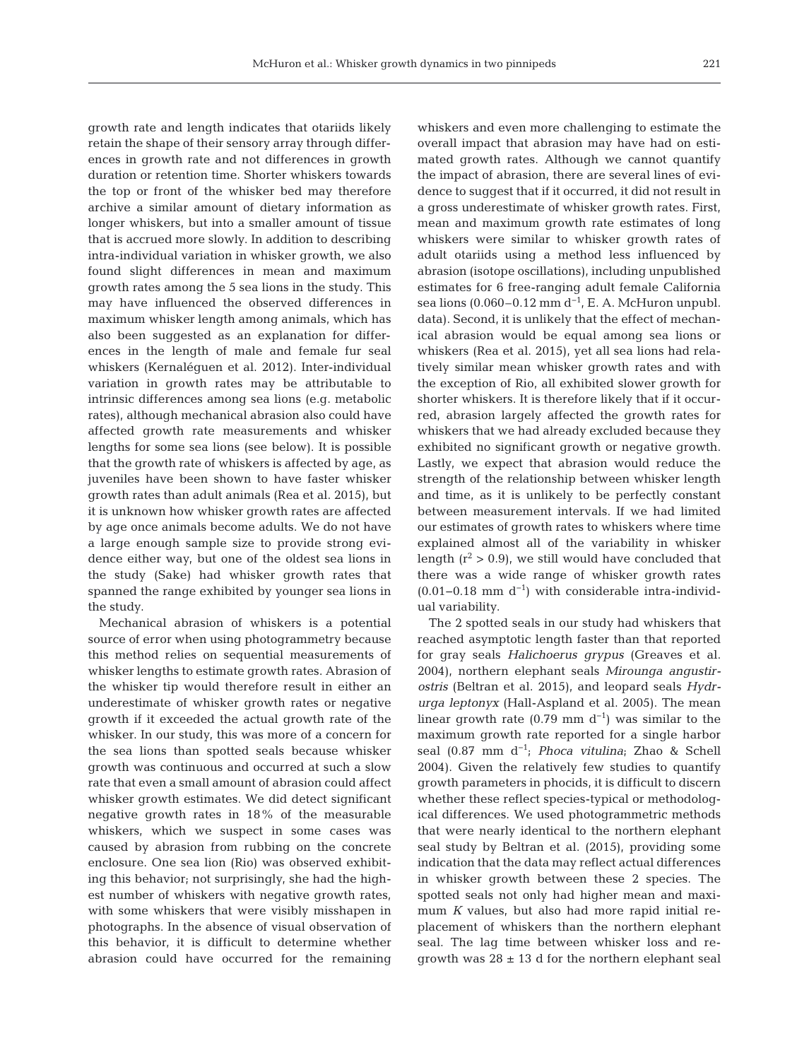growth rate and length indicates that otariids likely retain the shape of their sensory array through differences in growth rate and not differences in growth duration or retention time. Shorter whiskers towards the top or front of the whisker bed may therefore archive a similar amount of dietary information as longer whiskers, but into a smaller amount of tissue that is accrued more slowly. In addition to describing intra-individual variation in whisker growth, we also found slight differences in mean and maximum growth rates among the 5 sea lions in the study. This may have influenced the observed differences in maximum whisker length among animals, which has also been suggested as an explanation for differences in the length of male and female fur seal whiskers (Kernaléguen et al. 2012). Inter-individual variation in growth rates may be attributable to intrinsic differences among sea lions (e.g. metabolic rates), although mechanical abrasion also could have affected growth rate measurements and whisker lengths for some sea lions (see below). It is possible that the growth rate of whiskers is affected by age, as juveniles have been shown to have faster whisker growth rates than adult animals (Rea et al. 2015), but it is unknown how whisker growth rates are affected by age once animals become adults. We do not have a large enough sample size to provide strong evidence either way, but one of the oldest sea lions in the study (Sake) had whisker growth rates that spanned the range exhibited by younger sea lions in the study.

Mechanical abrasion of whiskers is a potential source of error when using photogrammetry because this method relies on sequential measurements of whisker lengths to estimate growth rates. Abrasion of the whisker tip would therefore result in either an underestimate of whisker growth rates or negative growth if it exceeded the actual growth rate of the whisker. In our study, this was more of a concern for the sea lions than spotted seals because whisker growth was continuous and occurred at such a slow rate that even a small amount of abrasion could affect whisker growth estimates. We did detect significant negative growth rates in 18% of the measurable whiskers, which we suspect in some cases was caused by abrasion from rubbing on the concrete enclosure. One sea lion (Rio) was observed exhibiting this behavior; not surprisingly, she had the highest number of whiskers with negative growth rates, with some whiskers that were visibly misshapen in photographs. In the absence of visual observation of this behavior, it is difficult to determine whether abrasion could have occurred for the remaining whiskers and even more challenging to estimate the overall impact that abrasion may have had on estimated growth rates. Although we cannot quantify the impact of abrasion, there are several lines of evidence to suggest that if it occurred, it did not result in a gross underestimate of whisker growth rates. First, mean and maximum growth rate estimates of long whiskers were similar to whisker growth rates of adult otariids using a method less influenced by abrasion (isotope oscillations), including unpublished estimates for 6 free-ranging adult female California sea lions (0.060–0.12 mm $d^{-1}$, E. A. McHuron unpubl. data). Second, it is unlikely that the effect of mechanical abrasion would be equal among sea lions or whiskers (Rea et al. 2015), yet all sea lions had relatively similar mean whisker growth rates and with the exception of Rio, all exhibited slower growth for shorter whiskers. It is therefore likely that if it occurred, abrasion largely affected the growth rates for whiskers that we had already excluded because they exhibited no significant growth or negative growth. Lastly, we expect that abrasion would reduce the strength of the relationship between whisker length and time, as it is unlikely to be perfectly constant between measurement intervals. If we had limited our estimates of growth rates to whiskers where time explained almost all of the variability in whisker length ($r^2 > 0.9$), we still would have concluded that there was a wide range of whisker growth rates (0.01–0.18 mm $d^{-1}$) with considerable intra-individual variability.

The 2 spotted seals in our study had whiskers that reached asymptotic length faster than that reported for gray seals *Halichoerus grypus* (Greaves et al. 2004), northern elephant seals *Mirounga angustirostris* (Beltran et al. 2015), and leopard seals *Hydrurga leptonyx* (Hall-Aspland et al. 2005). The mean linear growth rate (0.79 mm $d^{-1}$) was similar to the maximum growth rate reported for a single harbor seal (0.87 mm $d^{-1}$; *Phoca vitulina*; Zhao & Schell 2004). Given the relatively few studies to quantify growth parameters in phocids, it is difficult to discern whether these reflect species-typical or methodological differences. We used photogrammetric methods that were nearly identical to the northern elephant seal study by Beltran et al. (2015), providing some indication that the data may reflect actual differences in whisker growth between these 2 species. The spotted seals not only had higher mean and maximum $K$ values, but also had more rapid initial replacement of whiskers than the northern elephant seal. The lag time between whisker loss and regrowth was 28 ± 13 d for the northern elephant seal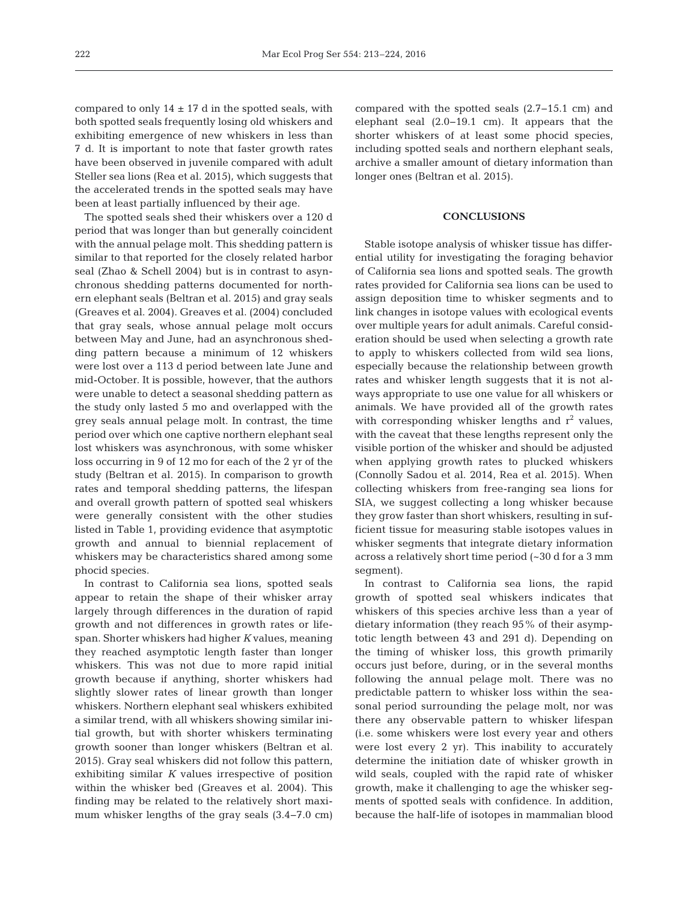compared to only 14 ± 17 d in the spotted seals, with both spotted seals frequently losing old whiskers and exhibiting emergence of new whiskers in less than 7 d. It is important to note that faster growth rates have been observed in juvenile compared with adult Steller sea lions (Rea et al. 2015), which suggests that the accelerated trends in the spotted seals may have been at least partially influenced by their age.

The spotted seals shed their whiskers over a 120 d period that was longer than but generally coincident with the annual pelage molt. This shedding pattern is similar to that reported for the closely related harbor seal (Zhao & Schell 2004) but is in contrast to asynchronous shedding patterns documented for northern elephant seals (Beltran et al. 2015) and gray seals (Greaves et al. 2004). Greaves et al. (2004) concluded that gray seals, whose annual pelage molt occurs between May and June, had an asynchronous shedding pattern because a minimum of 12 whiskers were lost over a 113 d period between late June and mid-October. It is possible, however, that the authors were unable to detect a seasonal shedding pattern as the study only lasted 5 mo and overlapped with the grey seals annual pelage molt. In contrast, the time period over which one captive northern elephant seal lost whiskers was asynchronous, with some whisker loss occurring in 9 of 12 mo for each of the 2 yr of the study (Beltran et al. 2015). In comparison to growth rates and temporal shedding patterns, the lifespan and overall growth pattern of spotted seal whiskers were generally consistent with the other studies listed in Table 1, providing evidence that asymptotic growth and annual to biennial replacement of whiskers may be characteristics shared among some phocid species.

In contrast to California sea lions, spotted seals appear to retain the shape of their whisker array largely through differences in the duration of rapid growth and not differences in growth rates or lifespan. Shorter whiskers had higher $K$ values, meaning they reached asymptotic length faster than longer whiskers. This was not due to more rapid initial growth because if anything, shorter whiskers had slightly slower rates of linear growth than longer whiskers. Northern elephant seal whiskers exhibited a similar trend, with all whiskers showing similar initial growth, but with shorter whiskers terminating growth sooner than longer whiskers (Beltran et al. 2015). Gray seal whiskers did not follow this pattern, exhibiting similar $K$ values irrespective of position within the whisker bed (Greaves et al. 2004). This finding may be related to the relatively short maximum whisker lengths of the gray seals (3.4–7.0 cm) compared with the spotted seals (2.7–15.1 cm) and elephant seal (2.0–19.1 cm). It appears that the shorter whiskers of at least some phocid species, including spotted seals and northern elephant seals, archive a smaller amount of dietary information than longer ones (Beltran et al. 2015).

## CONCLUSIONS

Stable isotope analysis of whisker tissue has differential utility for investigating the foraging behavior of California sea lions and spotted seals. The growth rates provided for California sea lions can be used to assign deposition time to whisker segments and to link changes in isotope values with ecological events over multiple years for adult animals. Careful consideration should be used when selecting a growth rate to apply to whiskers collected from wild sea lions, especially because the relationship between growth rates and whisker length suggests that it is not always appropriate to use one value for all whiskers or animals. We have provided all of the growth rates with corresponding whisker lengths and $r^2$ values, with the caveat that these lengths represent only the visible portion of the whisker and should be adjusted when applying growth rates to plucked whiskers (Connolly Sadou et al. 2014, Rea et al. 2015). When collecting whiskers from free-ranging sea lions for SIA, we suggest collecting a long whisker because they grow faster than short whiskers, resulting in sufficient tissue for measuring stable isotopes values in whisker segments that integrate dietary information across a relatively short time period (~30 d for a 3 mm segment).

In contrast to California sea lions, the rapid growth of spotted seal whiskers indicates that whiskers of this species archive less than a year of dietary information (they reach 95% of their asymptotic length between 43 and 291 d). Depending on the timing of whisker loss, this growth primarily occurs just before, during, or in the several months following the annual pelage molt. There was no predictable pattern to whisker loss within the seasonal period surrounding the pelage molt, nor was there any observable pattern to whisker lifespan (i.e. some whiskers were lost every year and others were lost every 2 yr). This inability to accurately determine the initiation date of whisker growth in wild seals, coupled with the rapid rate of whisker growth, make it challenging to age the whisker segments of spotted seals with confidence. In addition, because the half-life of isotopes in mammalian blood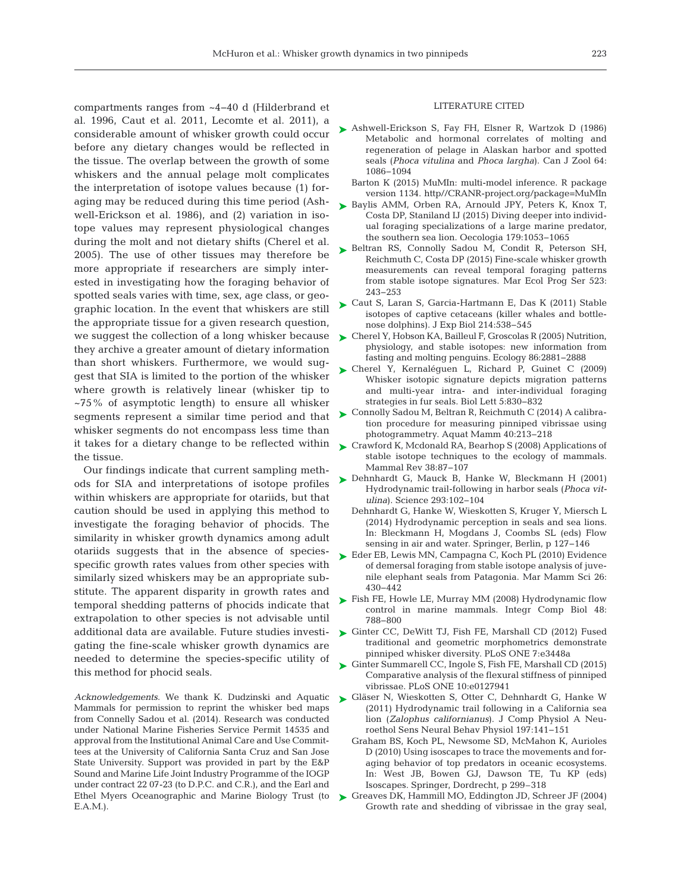compartments ranges from ~4–40 d (Hilderbrand et al. 1996, Caut et al. 2011, Lecomte et al. 2011), a considerable amount of whisker growth could occur before any dietary changes would be reflected in the tissue. The overlap between the growth of some whiskers and the annual pelage molt complicates the interpretation of isotope values because (1) foraging may be reduced during this time period (Ashwell-Erickson et al. 1986), and (2) variation in isotope values may represent physiological changes during the molt and not dietary shifts (Cherel et al. 2005). The use of other tissues may therefore be more appropriate if researchers are simply interested in investigating how the foraging behavior of spotted seals varies with time, sex, age class, or geographic location. In the event that whiskers are still the appropriate tissue for a given research question, we suggest the collection of a long whisker because they archive a greater amount of dietary information than short whiskers. Furthermore, we would suggest that SIA is limited to the portion of the whisker where growth is relatively linear (whisker tip to ~75% of asymptotic length) to ensure all whisker segments represent a similar time period and that whisker segments do not encompass less time than it takes for a dietary change to be reflected within the tissue.

Our findings indicate that current sampling methods for SIA and interpretations of isotope profiles within whiskers are appropriate for otariids, but that caution should be used in applying this method to investigate the foraging behavior of phocids. The similarity in whisker growth dynamics among adult otariids suggests that in the absence of species-specific growth rates values from other species with similarly sized whiskers may be an appropriate substitute. The apparent disparity in growth rates and temporal shedding patterns of phocids indicate that extrapolation to other species is not advisable until additional data are available. Future studies investigating the fine-scale whisker growth dynamics are needed to determine the species-specific utility of this method for phocid seals.

*Acknowledgements*. We thank K. Dudzinski and Aquatic Mammals for permission to reprint the whisker bed maps from Connelly Sadou et al. (2014). Research was conducted under National Marine Fisheries Service Permit 14535 and approval from the Institutional Animal Care and Use Committees at the University of California Santa Cruz and San Jose State University. Support was provided in part by the E&P Sound and Marine Life Joint Industry Programme of the IOGP under contract 22 07-23 (to D.P.C. and C.R.), and the Earl and Ethel Myers Oceanographic and Marine Biology Trust (to E.A.M.).

## LITERATURE CITED

- Ashwell-Erickson S, Fay FH, Elsner R, Wartzok D (1986) Metabolic and hormonal correlates of molting and regeneration of pelage in Alaskan harbor and spotted seals (*Phoca vitulina* and *Phoca largha*). Can J Zool 64: 1086–1094
- Barton K (2015) MuMIn: multi-model inference. R package version 1134. http//CRANR-project.org/package=MuMIn
- Baylis AMM, Orben RA, Arnould JPY, Peters K, Knox T, Costa DP, Staniland IJ (2015) Diving deeper into individual foraging specializations of a large marine predator, the southern sea lion. Oecologia 179:1053–1065
- Beltran RS, Connolly Sadou M, Condit R, Peterson SH, Reichmuth C, Costa DP (2015) Fine-scale whisker growth measurements can reveal temporal foraging patterns from stable isotope signatures. Mar Ecol Prog Ser 523: 243–253
- Caut S, Laran S, Garcia-Hartmann E, Das K (2011) Stable isotopes of captive cetaceans (killer whales and bottlenose dolphins). J Exp Biol 214:538–545
- Cherel Y, Hobson KA, Bailleul F, Groscolas R (2005) Nutrition, physiology, and stable isotopes: new information from fasting and molting penguins. Ecology 86:2881–2888
- Cherel Y, Kernaléguen L, Richard P, Guinet C (2009) Whisker isotopic signature depicts migration patterns and multi-year intra- and inter-individual foraging strategies in fur seals. Biol Lett 5:830–832
- Connolly Sadou M, Beltran R, Reichmuth C (2014) A calibration procedure for measuring pinniped vibrissae using photogrammetry. Aquat Mamm 40:213–218
- Crawford K, Mcdonald RA, Bearhop S (2008) Applications of stable isotope techniques to the ecology of mammals. Mammal Rev 38:87–107
- Dehnhardt G, Mauck B, Hanke W, Bleckmann H (2001) Hydrodynamic trail-following in harbor seals (*Phoca vitulina*). Science 293:102–104
- Dehnhardt G, Hanke W, Wieskotten S, Kruger Y, Miersch L (2014) Hydrodynamic perception in seals and sea lions. In: Bleckmann H, Mogdans J, Coombs SL (eds) Flow sensing in air and water. Springer, Berlin, p 127–146
- Eder EB, Lewis MN, Campagna C, Koch PL (2010) Evidence of demersal foraging from stable isotope analysis of juvenile elephant seals from Patagonia. Mar Mamm Sci 26: 430–442
- Fish FE, Howle LE, Murray MM (2008) Hydrodynamic flow control in marine mammals. Integr Comp Biol 48: 788–800
- Ginter CC, DeWitt TJ, Fish FE, Marshall CD (2012) Fused traditional and geometric morphometrics demonstrate pinniped whisker diversity. PLoS ONE 7:e3448a
- Ginter Summarell CC, Ingole S, Fish FE, Marshall CD (2015) Comparative analysis of the flexural stiffness of pinniped vibrissae. PLoS ONE 10:e0127941
- Gläser N, Wieskotten S, Otter C, Dehnhardt G, Hanke W (2011) Hydrodynamic trail following in a California sea lion (*Zalophus californianus*). J Comp Physiol A Neuroethol Sens Neural Behav Physiol 197:141–151
- Graham BS, Koch PL, Newsome SD, McMahon K, Aurioles D (2010) Using isoscapes to trace the movements and foraging behavior of top predators in oceanic ecosystems. In: West JB, Bowen GJ, Dawson TE, Tu KP (eds) Isoscapes. Springer, Dordrecht, p 299–318
- Greaves DK, Hammill MO, Eddington JD, Schreer JF (2004) Growth rate and shedding of vibrissae in the gray seal,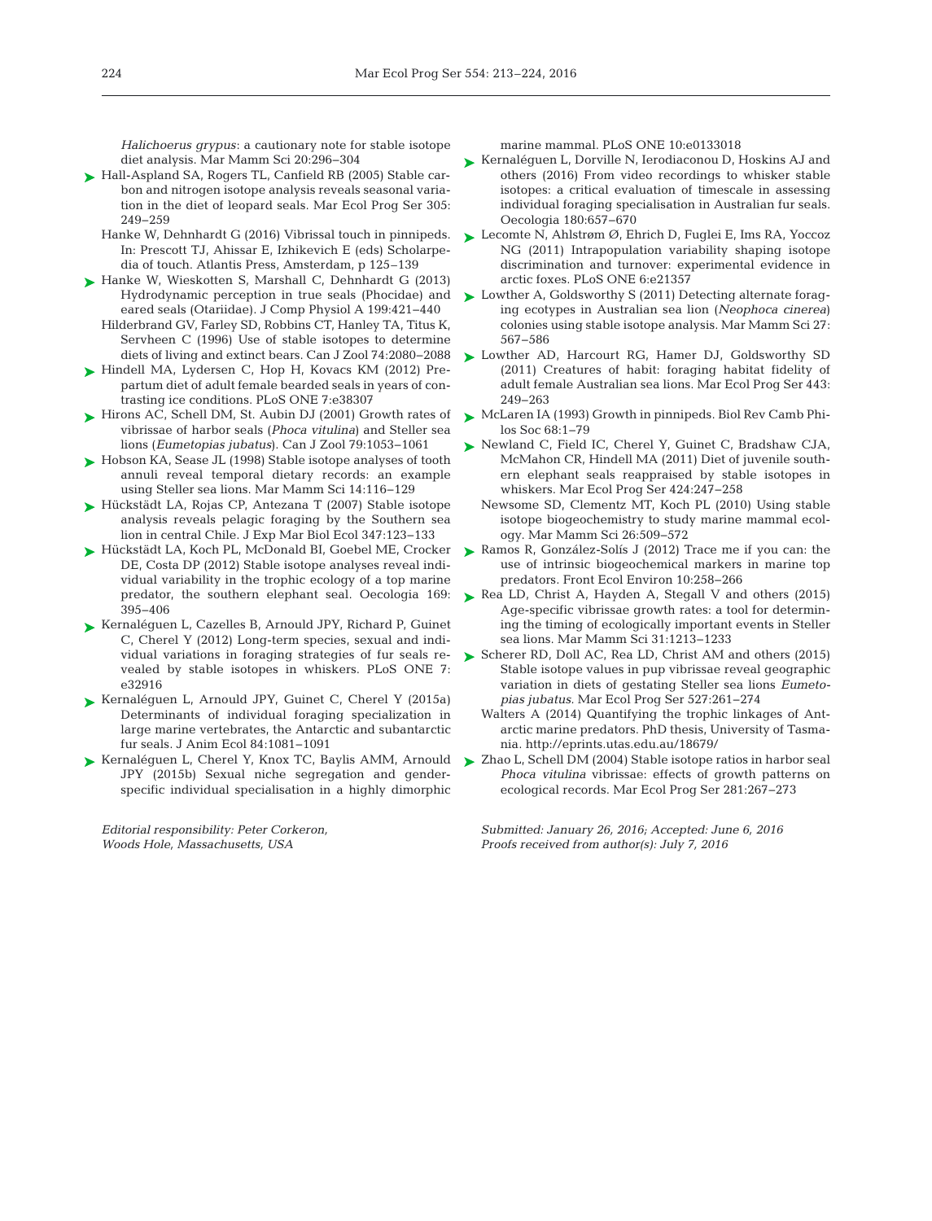*Halichoerus grypus*: a cautionary note for stable isotope diet analysis. Mar Mamm Sci 20:296–304

Hall-Aspland SA, Rogers TL, Canfield RB (2005) Stable carbon and nitrogen isotope analysis reveals seasonal variation in the diet of leopard seals. Mar Ecol Prog Ser 305: 249–259

Hanke W, Dehnhardt G (2016) Vibrissal touch in pinnipeds. In: Prescott TJ, Ahissar E, Izhikevich E (eds) Scholarpedia of touch. Atlantis Press, Amsterdam, p 125–139

Hanke W, Wieskotten S, Marshall C, Dehnhardt G (2013) Hydrodynamic perception in true seals (Phocidae) and eared seals (Otariidae). J Comp Physiol A 199:421–440

Hilderbrand GV, Farley SD, Robbins CT, Hanley TA, Titus K, Servheen C (1996) Use of stable isotopes to determine diets of living and extinct bears. Can J Zool 74:2080–2088

Hindell MA, Lydersen C, Hop H, Kovacs KM (2012) Prepartum diet of adult female bearded seals in years of contrasting ice conditions. PLoS ONE 7:e38307

Hirons AC, Schell DM, St. Aubin DJ (2001) Growth rates of vibrissae of harbor seals (*Phoca vitulina*) and Steller sea lions (*Eumetopias jubatus*). Can J Zool 79:1053–1061

Hobson KA, Sease JL (1998) Stable isotope analyses of tooth annuli reveal temporal dietary records: an example using Steller sea lions. Mar Mamm Sci 14:116–129

Hückstädt LA, Rojas CP, Antezana T (2007) Stable isotope analysis reveals pelagic foraging by the Southern sea lion in central Chile. J Exp Mar Biol Ecol 347:123–133

Hückstädt LA, Koch PL, McDonald BI, Goebel ME, Crocker DE, Costa DP (2012) Stable isotope analyses reveal individual variability in the trophic ecology of a top marine predator, the southern elephant seal. Oecologia 169: 395–406

Kernaléguen L, Cazelles B, Arnould JPY, Richard P, Guinet C, Cherel Y (2012) Long-term species, sexual and individual variations in foraging strategies of fur seals revealed by stable isotopes in whiskers. PLoS ONE 7: e32916

Kernaléguen L, Arnould JPY, Guinet C, Cherel Y (2015a) Determinants of individual foraging specialization in large marine vertebrates, the Antarctic and subantarctic fur seals. J Anim Ecol 84:1081–1091

Kernaléguen L, Cherel Y, Knox TC, Baylis AMM, Arnould JPY (2015b) Sexual niche segregation and gender-specific individual specialisation in a highly dimorphic marine mammal. PLoS ONE 10:e0133018

Kernaléguen L, Dorville N, Ierodiaconou D, Hoskins AJ and others (2016) From video recordings to whisker stable isotopes: a critical evaluation of timescale in assessing individual foraging specialisation in Australian fur seals. Oecologia 180:657–670

Lecomte N, Ahlstrøm Ø, Ehrich D, Fuglei E, Ims RA, Yoccoz NG (2011) Intrapopulation variability shaping isotope discrimination and turnover: experimental evidence in arctic foxes. PLoS ONE 6:e21357

Lowther A, Goldsworthy S (2011) Detecting alternate foraging ecotypes in Australian sea lion (*Neophoca cinerea*) colonies using stable isotope analysis. Mar Mamm Sci 27: 567–586

Lowther AD, Harcourt RG, Hamer DJ, Goldsworthy SD (2011) Creatures of habit: foraging habitat fidelity of adult female Australian sea lions. Mar Ecol Prog Ser 443: 249–263

McLaren IA (1993) Growth in pinnipeds. Biol Rev Camb Philos Soc 68:1–79

Newland C, Field IC, Cherel Y, Guinet C, Bradshaw CJA, McMahon CR, Hindell MA (2011) Diet of juvenile southern elephant seals reappraised by stable isotopes in whiskers. Mar Ecol Prog Ser 424:247–258

Newsome SD, Clementz MT, Koch PL (2010) Using stable isotope biogeochemistry to study marine mammal ecology. Mar Mamm Sci 26:509–572

Ramos R, González-Solís J (2012) Trace me if you can: the use of intrinsic biogeochemical markers in marine top predators. Front Ecol Environ 10:258–266

Rea LD, Christ A, Hayden A, Stegall V and others (2015) Age-specific vibrissae growth rates: a tool for determining the timing of ecologically important events in Steller sea lions. Mar Mamm Sci 31:1213–1233

Scherer RD, Doll AC, Rea LD, Christ AM and others (2015) Stable isotope values in pup vibrissae reveal geographic variation in diets of gestating Steller sea lions *Eumetopias jubatus*. Mar Ecol Prog Ser 527:261–274

Walters A (2014) Quantifying the trophic linkages of Antarctic marine predators. PhD thesis, University of Tasmania. http://eprints.utas.edu.au/18679/

Zhao L, Schell DM (2004) Stable isotope ratios in harbor seal *Phoca vitulina* vibrissae: effects of growth patterns on ecological records. Mar Ecol Prog Ser 281:267–273

*Editorial responsibility: Peter Corkeron, Woods Hole, Massachusetts, USA*

*Submitted: January 26, 2016; Accepted: June 6, 2016*
*Proofs received from author(s): July 7, 2016*